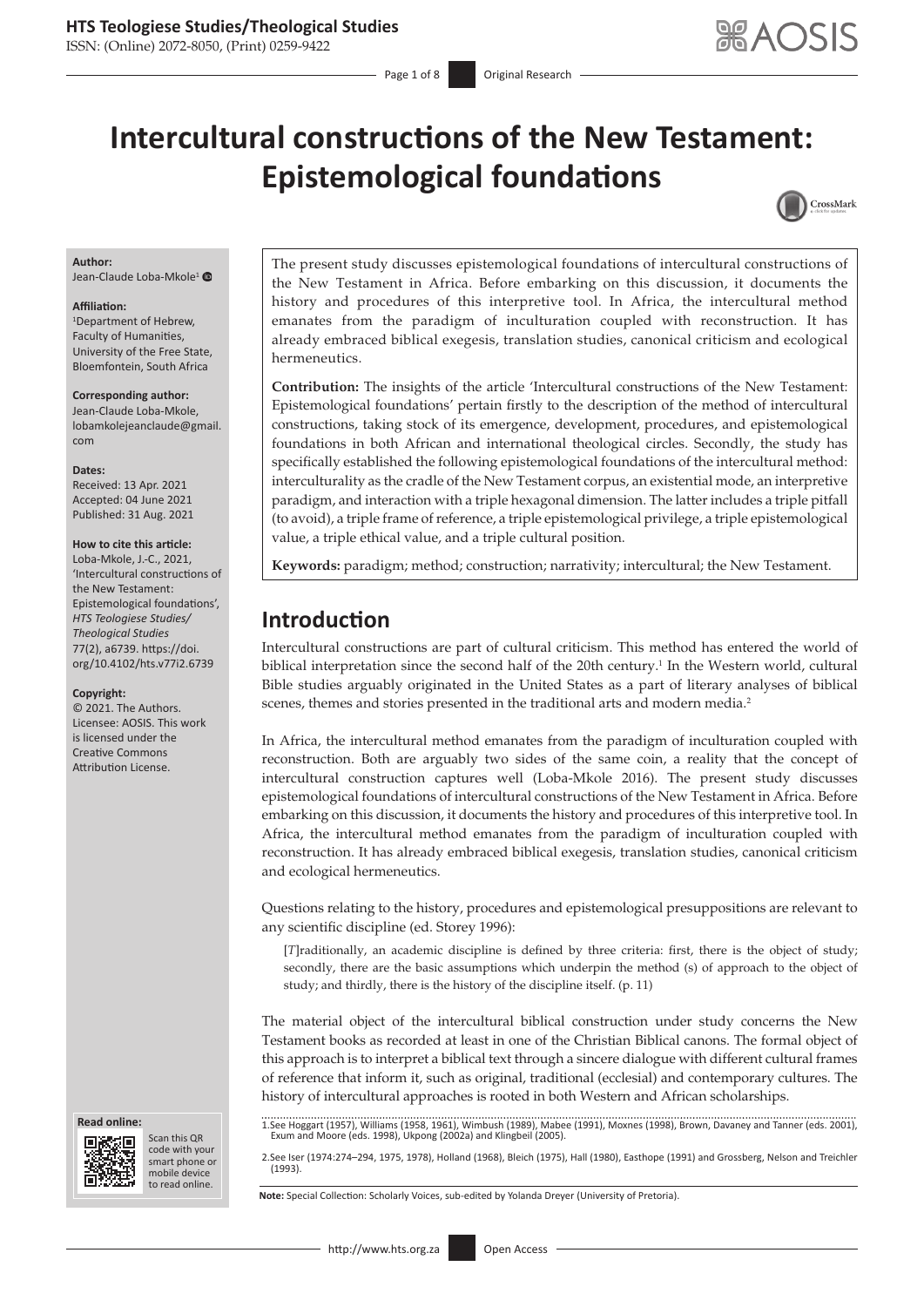# Intercultural constructions of the New Testament: Epistemological foundations

**Author:**
Jean-Claude Loba-Mkole[1]

**Affiliation:**
[1]Department of Hebrew, Faculty of Humanities, University of the Free State, Bloemfontein, South Africa

**Corresponding author:**
Jean-Claude Loba-Mkole, lobamkolejeanclaude@gmail.com

**Dates:**
Received: 13 Apr. 2021
Accepted: 04 June 2021
Published: 31 Aug. 2021

**How to cite this article:**
Loba-Mkole, J.-C., 2021, 'Intercultural constructions of the New Testament: Epistemological foundations', *HTS Teologiese Studies/Theological Studies* 77(2), a6739. https://doi.org/10.4102/hts.v77i2.6739

**Copyright:**
© 2021. The Authors. Licensee: AOSIS. This work is licensed under the Creative Commons Attribution License.

The present study discusses epistemological foundations of intercultural constructions of the New Testament in Africa. Before embarking on this discussion, it documents the history and procedures of this interpretive tool. In Africa, the intercultural method emanates from the paradigm of inculturation coupled with reconstruction. It has already embraced biblical exegesis, translation studies, canonical criticism and ecological hermeneutics.

**Contribution:** The insights of the article 'Intercultural constructions of the New Testament: Epistemological foundations' pertain firstly to the description of the method of intercultural constructions, taking stock of its emergence, development, procedures, and epistemological foundations in both African and international theological circles. Secondly, the study has specifically established the following epistemological foundations of the intercultural method: interculturality as the cradle of the New Testament corpus, an existential mode, an interpretive paradigm, and interaction with a triple hexagonal dimension. The latter includes a triple pitfall (to avoid), a triple frame of reference, a triple epistemological privilege, a triple epistemological value, a triple ethical value, and a triple cultural position.

**Keywords:** paradigm; method; construction; narrativity; intercultural; the New Testament.

## Introduction

Intercultural constructions are part of cultural criticism. This method has entered the world of biblical interpretation since the second half of the 20th century.[1] In the Western world, cultural Bible studies arguably originated in the United States as a part of literary analyses of biblical scenes, themes and stories presented in the traditional arts and modern media.[2]

In Africa, the intercultural method emanates from the paradigm of inculturation coupled with reconstruction. Both are arguably two sides of the same coin, a reality that the concept of intercultural construction captures well (Loba-Mkole 2016). The present study discusses epistemological foundations of intercultural constructions of the New Testament in Africa. Before embarking on this discussion, it documents the history and procedures of this interpretive tool. In Africa, the intercultural method emanates from the paradigm of inculturation coupled with reconstruction. It has already embraced biblical exegesis, translation studies, canonical criticism and ecological hermeneutics.

Questions relating to the history, procedures and epistemological presuppositions are relevant to any scientific discipline (ed. Storey 1996):

> [*T*]raditionally, an academic discipline is defined by three criteria: first, there is the object of study; secondly, there are the basic assumptions which underpin the method (s) of approach to the object of study; and thirdly, there is the history of the discipline itself. (p. 11)

The material object of the intercultural biblical construction under study concerns the New Testament books as recorded at least in one of the Christian Biblical canons. The formal object of this approach is to interpret a biblical text through a sincere dialogue with different cultural frames of reference that inform it, such as original, traditional (ecclesial) and contemporary cultures. The history of intercultural approaches is rooted in both Western and African scholarships.

1. See Hoggart (1957), Williams (1958, 1961), Wimbush (1989), Mabee (1991), Moxnes (1998), Brown, Davaney and Tanner (eds. 2001), Exum and Moore (eds. 1998), Ukpong (2002a) and Klingbeil (2005).

2. See Iser (1974:274–294, 1975, 1978), Holland (1968), Bleich (1975), Hall (1980), Easthope (1991) and Grossberg, Nelson and Treichler (1993).

**Note:** Special Collection: Scholarly Voices, sub-edited by Yolanda Dreyer (University of Pretoria).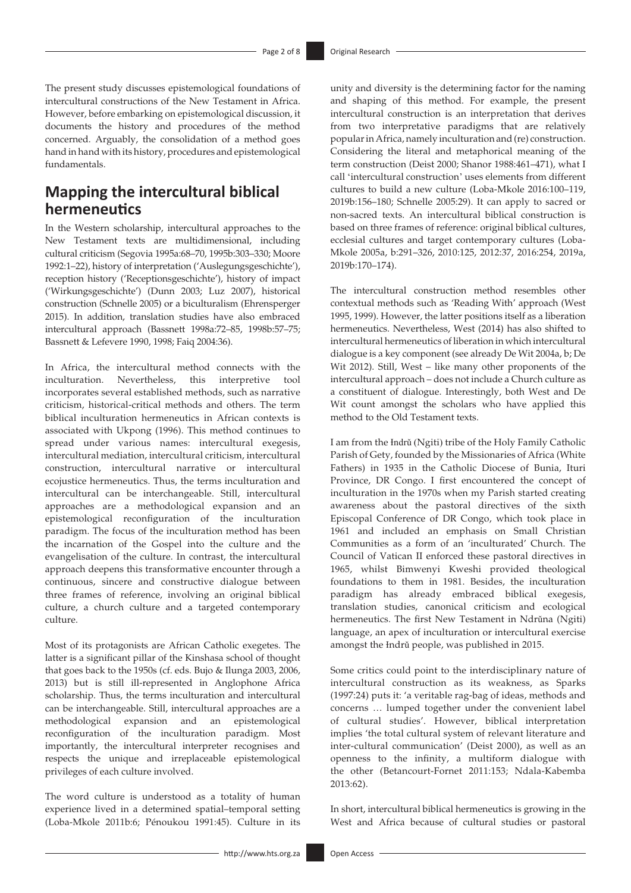The present study discusses epistemological foundations of intercultural constructions of the New Testament in Africa. However, before embarking on epistemological discussion, it documents the history and procedures of the method concerned. Arguably, the consolidation of a method goes hand in hand with its history, procedures and epistemological fundamentals.

## Mapping the intercultural biblical hermeneutics

In the Western scholarship, intercultural approaches to the New Testament texts are multidimensional, including cultural criticism (Segovia 1995a:68–70, 1995b:303–330; Moore 1992:1–22), history of interpretation ('Auslegungsgeschichte'), reception history ('Receptionsgeschichte'), history of impact ('Wirkungsgeschichte') (Dunn 2003; Luz 2007), historical construction (Schnelle 2005) or a biculturalism (Ehrensperger 2015). In addition, translation studies have also embraced intercultural approach (Bassnett 1998a:72–85, 1998b:57–75; Bassnett & Lefevere 1990, 1998; Faiq 2004:36).

In Africa, the intercultural method connects with the inculturation. Nevertheless, this interpretive tool incorporates several established methods, such as narrative criticism, historical-critical methods and others. The term biblical inculturation hermeneutics in African contexts is associated with Ukpong (1996). This method continues to spread under various names: intercultural exegesis, intercultural mediation, intercultural criticism, intercultural construction, intercultural narrative or intercultural ecojustice hermeneutics. Thus, the terms inculturation and intercultural can be interchangeable. Still, intercultural approaches are a methodological expansion and an epistemological reconfiguration of the inculturation paradigm. The focus of the inculturation method has been the incarnation of the Gospel into the culture and the evangelisation of the culture. In contrast, the intercultural approach deepens this transformative encounter through a continuous, sincere and constructive dialogue between three frames of reference, involving an original biblical culture, a church culture and a targeted contemporary culture.

Most of its protagonists are African Catholic exegetes. The latter is a significant pillar of the Kinshasa school of thought that goes back to the 1950s (cf. eds. Bujo & Ilunga 2003, 2006, 2013) but is still ill-represented in Anglophone Africa scholarship. Thus, the terms inculturation and intercultural can be interchangeable. Still, intercultural approaches are a methodological expansion and an epistemological reconfiguration of the inculturation paradigm. Most importantly, the intercultural interpreter recognises and respects the unique and irreplaceable epistemological privileges of each culture involved.

The word culture is understood as a totality of human experience lived in a determined spatial–temporal setting (Loba-Mkole 2011b:6; Pénoukou 1991:45). Culture in its unity and diversity is the determining factor for the naming and shaping of this method. For example, the present intercultural construction is an interpretation that derives from two interpretative paradigms that are relatively popular in Africa, namely inculturation and (re) construction. Considering the literal and metaphorical meaning of the term construction (Deist 2000; Shanor 1988:461–471), what I call 'intercultural construction' uses elements from different cultures to build a new culture (Loba-Mkole 2016:100–119, 2019b:156–180; Schnelle 2005:29). It can apply to sacred or non-sacred texts. An intercultural biblical construction is based on three frames of reference: original biblical cultures, ecclesial cultures and target contemporary cultures (Loba-Mkole 2005a, b:291–326, 2010:125, 2012:37, 2016:254, 2019a, 2019b:170–174).

The intercultural construction method resembles other contextual methods such as 'Reading With' approach (West 1995, 1999). However, the latter positions itself as a liberation hermeneutics. Nevertheless, West (2014) has also shifted to intercultural hermeneutics of liberation in which intercultural dialogue is a key component (see already De Wit 2004a, b; De Wit 2012). Still, West – like many other proponents of the intercultural approach – does not include a Church culture as a constituent of dialogue. Interestingly, both West and De Wit count amongst the scholars who have applied this method to the Old Testament texts.

I am from the Ɨndrǔ (Ngiti) tribe of the Holy Family Catholic Parish of Gety, founded by the Missionaries of Africa (White Fathers) in 1935 in the Catholic Diocese of Bunia, Ituri Province, DR Congo. I first encountered the concept of inculturation in the 1970s when my Parish started creating awareness about the pastoral directives of the sixth Episcopal Conference of DR Congo, which took place in 1961 and included an emphasis on Small Christian Communities as a form of an 'inculturated' Church. The Council of Vatican II enforced these pastoral directives in 1965, whilst Bimwenyi Kweshi provided theological foundations to them in 1981. Besides, the inculturation paradigm has already embraced biblical exegesis, translation studies, canonical criticism and ecological hermeneutics. The first New Testament in Ndrǔna (Ngiti) language, an apex of inculturation or intercultural exercise amongst the Ɨndrǔ people, was published in 2015.

Some critics could point to the interdisciplinary nature of intercultural construction as its weakness, as Sparks (1997:24) puts it: 'a veritable rag-bag of ideas, methods and concerns … lumped together under the convenient label of cultural studies'. However, biblical interpretation implies 'the total cultural system of relevant literature and inter-cultural communication' (Deist 2000), as well as an openness to the infinity, a multiform dialogue with the other (Betancourt-Fornet 2011:153; Ndala-Kabemba 2013:62).

In short, intercultural biblical hermeneutics is growing in the West and Africa because of cultural studies or pastoral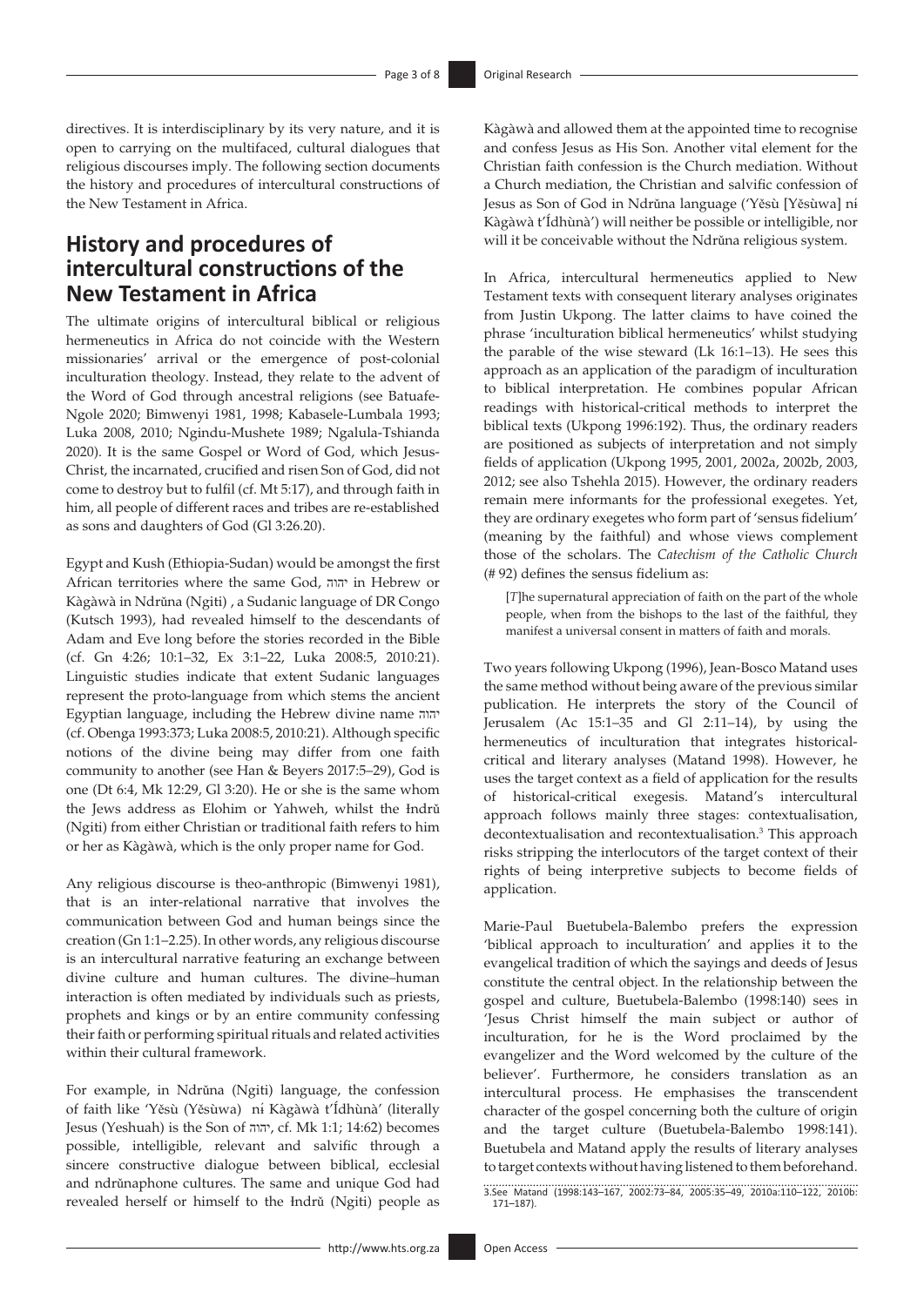directives. It is interdisciplinary by its very nature, and it is open to carrying on the multifaced, cultural dialogues that religious discourses imply. The following section documents the history and procedures of intercultural constructions of the New Testament in Africa.

## History and procedures of intercultural constructions of the New Testament in Africa

The ultimate origins of intercultural biblical or religious hermeneutics in Africa do not coincide with the Western missionaries' arrival or the emergence of post-colonial inculturation theology. Instead, they relate to the advent of the Word of God through ancestral religions (see Batuafe-Ngole 2020; Bimwenyi 1981, 1998; Kabasele-Lumbala 1993; Luka 2008, 2010; Ngindu-Mushete 1989; Ngalula-Tshianda 2020). It is the same Gospel or Word of God, which Jesus-Christ, the incarnated, crucified and risen Son of God, did not come to destroy but to fulfil (cf. Mt 5:17), and through faith in him, all people of different races and tribes are re-established as sons and daughters of God (Gl 3:26.20).

Egypt and Kush (Ethiopia-Sudan) would be amongst the first African territories where the same God, יהוה in Hebrew or Kàgàwà in Ndrǔna (Ngiti) , a Sudanic language of DR Congo (Kutsch 1993), had revealed himself to the descendants of Adam and Eve long before the stories recorded in the Bible (cf. Gn 4:26; 10:1–32, Ex 3:1–22, Luka 2008:5, 2010:21). Linguistic studies indicate that extent Sudanic languages represent the proto-language from which stems the ancient Egyptian language, including the Hebrew divine name יהוה (cf. Obenga 1993:373; Luka 2008:5, 2010:21). Although specific notions of the divine being may differ from one faith community to another (see Han & Beyers 2017:5–29), God is one (Dt 6:4, Mk 12:29, Gl 3:20). He or she is the same whom the Jews address as Elohim or Yahweh, whilst the Ɨndrǔ (Ngiti) from either Christian or traditional faith refers to him or her as Kàgàwà, which is the only proper name for God.

Any religious discourse is theo-anthropic (Bimwenyi 1981), that is an inter-relational narrative that involves the communication between God and human beings since the creation (Gn 1:1–2.25). In other words, any religious discourse is an intercultural narrative featuring an exchange between divine culture and human cultures. The divine–human interaction is often mediated by individuals such as priests, prophets and kings or by an entire community confessing their faith or performing spiritual rituals and related activities within their cultural framework.

For example, in Ndrǔna (Ngiti) language, the confession of faith like 'Yěsù (Yěsùwa) nɨ́ Kàgàwà t'Ɨ́dhùnà' (literally Jesus (Yeshuah) is the Son of יהוה, cf. Mk 1:1; 14:62) becomes possible, intelligible, relevant and salvific through a sincere constructive dialogue between biblical, ecclesial and ndrǔnaphone cultures. The same and unique God had revealed herself or himself to the Ɨndrǔ (Ngiti) people as Kàgàwà and allowed them at the appointed time to recognise and confess Jesus as His Son. Another vital element for the Christian faith confession is the Church mediation. Without a Church mediation, the Christian and salvific confession of Jesus as Son of God in Ndrǔna language ('Yěsù [Yěsùwa] nɨ́ Kàgàwà t'Ɨ́dhùnà') will neither be possible or intelligible, nor will it be conceivable without the Ndrǔna religious system.

In Africa, intercultural hermeneutics applied to New Testament texts with consequent literary analyses originates from Justin Ukpong. The latter claims to have coined the phrase 'inculturation biblical hermeneutics' whilst studying the parable of the wise steward (Lk 16:1–13). He sees this approach as an application of the paradigm of inculturation to biblical interpretation. He combines popular African readings with historical-critical methods to interpret the biblical texts (Ukpong 1996:192). Thus, the ordinary readers are positioned as subjects of interpretation and not simply fields of application (Ukpong 1995, 2001, 2002a, 2002b, 2003, 2012; see also Tshehla 2015). However, the ordinary readers remain mere informants for the professional exegetes. Yet, they are ordinary exegetes who form part of 'sensus fidelium' (meaning by the faithful) and whose views complement those of the scholars. The *Catechism of the Catholic Church* (# 92) defines the sensus fidelium as:

> [*T*]he supernatural appreciation of faith on the part of the whole people, when from the bishops to the last of the faithful, they manifest a universal consent in matters of faith and morals.

Two years following Ukpong (1996), Jean-Bosco Matand uses the same method without being aware of the previous similar publication. He interprets the story of the Council of Jerusalem (Ac 15:1–35 and Gl 2:11–14), by using the hermeneutics of inculturation that integrates historical-critical and literary analyses (Matand 1998). However, he uses the target context as a field of application for the results of historical-critical exegesis. Matand's intercultural approach follows mainly three stages: contextualisation, decontextualisation and recontextualisation.[3] This approach risks stripping the interlocutors of the target context of their rights of being interpretive subjects to become fields of application.

Marie-Paul Buetubela-Balembo prefers the expression 'biblical approach to inculturation' and applies it to the evangelical tradition of which the sayings and deeds of Jesus constitute the central object. In the relationship between the gospel and culture, Buetubela-Balembo (1998:140) sees in 'Jesus Christ himself the main subject or author of inculturation, for he is the Word proclaimed by the evangelizer and the Word welcomed by the culture of the believer'. Furthermore, he considers translation as an intercultural process. He emphasises the transcendent character of the gospel concerning both the culture of origin and the target culture (Buetubela-Balembo 1998:141). Buetubela and Matand apply the results of literary analyses to target contexts without having listened to them beforehand.

3.See Matand (1998:143–167, 2002:73–84, 2005:35–49, 2010a:110–122, 2010b: 171–187).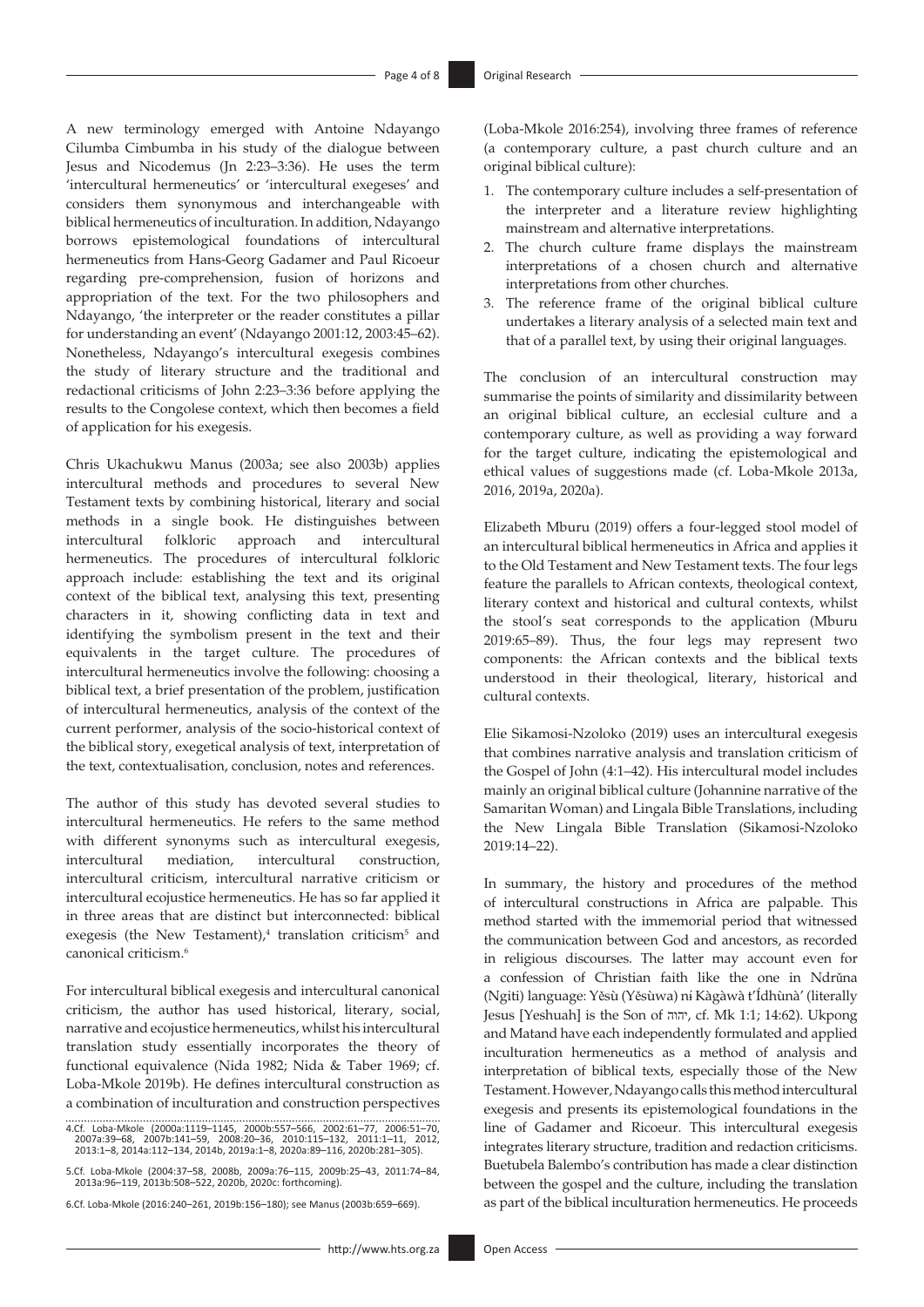A new terminology emerged with Antoine Ndayango Cilumba Cimbumba in his study of the dialogue between Jesus and Nicodemus (Jn 2:23–3:36). He uses the term 'intercultural hermeneutics' or 'intercultural exegeses' and considers them synonymous and interchangeable with biblical hermeneutics of inculturation. In addition, Ndayango borrows epistemological foundations of intercultural hermeneutics from Hans-Georg Gadamer and Paul Ricoeur regarding pre-comprehension, fusion of horizons and appropriation of the text. For the two philosophers and Ndayango, 'the interpreter or the reader constitutes a pillar for understanding an event' (Ndayango 2001:12, 2003:45–62). Nonetheless, Ndayango's intercultural exegesis combines the study of literary structure and the traditional and redactional criticisms of John 2:23–3:36 before applying the results to the Congolese context, which then becomes a field of application for his exegesis.

Chris Ukachukwu Manus (2003a; see also 2003b) applies intercultural methods and procedures to several New Testament texts by combining historical, literary and social methods in a single book. He distinguishes between intercultural folkloric approach and intercultural hermeneutics. The procedures of intercultural folkloric approach include: establishing the text and its original context of the biblical text, analysing this text, presenting characters in it, showing conflicting data in text and identifying the symbolism present in the text and their equivalents in the target culture. The procedures of intercultural hermeneutics involve the following: choosing a biblical text, a brief presentation of the problem, justification of intercultural hermeneutics, analysis of the context of the current performer, analysis of the socio-historical context of the biblical story, exegetical analysis of text, interpretation of the text, contextualisation, conclusion, notes and references.

The author of this study has devoted several studies to intercultural hermeneutics. He refers to the same method with different synonyms such as intercultural exegesis, intercultural mediation, intercultural construction, intercultural criticism, intercultural narrative criticism or intercultural ecojustice hermeneutics. He has so far applied it in three areas that are distinct but interconnected: biblical exegesis (the New Testament),[4] translation criticism[5] and canonical criticism.[6]

For intercultural biblical exegesis and intercultural canonical criticism, the author has used historical, literary, social, narrative and ecojustice hermeneutics, whilst his intercultural translation study essentially incorporates the theory of functional equivalence (Nida 1982; Nida & Taber 1969; cf. Loba-Mkole 2019b). He defines intercultural construction as a combination of inculturation and construction perspectives (Loba-Mkole 2016:254), involving three frames of reference (a contemporary culture, a past church culture and an original biblical culture):

1. The contemporary culture includes a self-presentation of the interpreter and a literature review highlighting mainstream and alternative interpretations.
2. The church culture frame displays the mainstream interpretations of a chosen church and alternative interpretations from other churches.
3. The reference frame of the original biblical culture undertakes a literary analysis of a selected main text and that of a parallel text, by using their original languages.

The conclusion of an intercultural construction may summarise the points of similarity and dissimilarity between an original biblical culture, an ecclesial culture and a contemporary culture, as well as providing a way forward for the target culture, indicating the epistemological and ethical values of suggestions made (cf. Loba-Mkole 2013a, 2016, 2019a, 2020a).

Elizabeth Mburu (2019) offers a four-legged stool model of an intercultural biblical hermeneutics in Africa and applies it to the Old Testament and New Testament texts. The four legs feature the parallels to African contexts, theological context, literary context and historical and cultural contexts, whilst the stool's seat corresponds to the application (Mburu 2019:65–89). Thus, the four legs may represent two components: the African contexts and the biblical texts understood in their theological, literary, historical and cultural contexts.

Elie Sikamosi-Nzoloko (2019) uses an intercultural exegesis that combines narrative analysis and translation criticism of the Gospel of John (4:1–42). His intercultural model includes mainly an original biblical culture (Johannine narrative of the Samaritan Woman) and Lingala Bible Translations, including the New Lingala Bible Translation (Sikamosi-Nzoloko 2019:14–22).

In summary, the history and procedures of the method of intercultural constructions in Africa are palpable. This method started with the immemorial period that witnessed the communication between God and ancestors, as recorded in religious discourses. The latter may account even for a confession of Christian faith like the one in Ndrŭna (Ngiti) language: Yěsù (Yěsùwa) ní Kàgàwà t'Ídhùnà' (literally Jesus [Yeshuah] is the Son of יהוה, cf. Mk 1:1; 14:62). Ukpong and Matand have each independently formulated and applied inculturation hermeneutics as a method of analysis and interpretation of biblical texts, especially those of the New Testament. However, Ndayango calls this method intercultural exegesis and presents its epistemological foundations in the line of Gadamer and Ricoeur. This intercultural exegesis integrates literary structure, tradition and redaction criticisms. Buetubela Balembo's contribution has made a clear distinction between the gospel and the culture, including the translation as part of the biblical inculturation hermeneutics. He proceeds

---

4.Cf. Loba-Mkole (2000a:1119–1145, 2000b:557–566, 2002:61–77, 2006:51–70, 2007a:39–68, 2007b:141–59, 2008:20–36, 2010:115–132, 2011:1–11, 2012, 2013:1–8, 2014a:112–134, 2014b, 2019a:1–8, 2020a:89–116, 2020b:281–305).

5.Cf. Loba-Mkole (2004:37–58, 2008b, 2009a:76–115, 2009b:25–43, 2011:74–84, 2013a:96–119, 2013b:508–522, 2020b, 2020c: forthcoming).

6.Cf. Loba-Mkole (2016:240–261, 2019b:156–180); see Manus (2003b:659–669).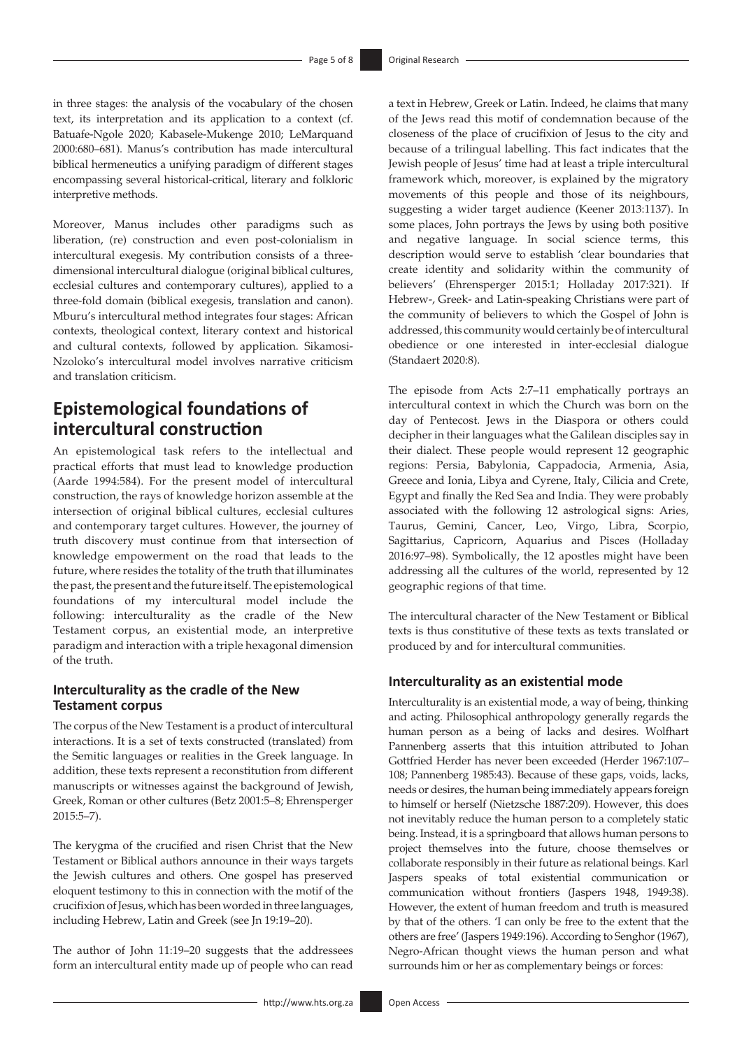in three stages: the analysis of the vocabulary of the chosen text, its interpretation and its application to a context (cf. Batuafe-Ngole 2020; Kabasele-Mukenge 2010; LeMarquand 2000:680–681). Manus's contribution has made intercultural biblical hermeneutics a unifying paradigm of different stages encompassing several historical-critical, literary and folkloric interpretive methods.

Moreover, Manus includes other paradigms such as liberation, (re) construction and even post-colonialism in intercultural exegesis. My contribution consists of a three-dimensional intercultural dialogue (original biblical cultures, ecclesial cultures and contemporary cultures), applied to a three-fold domain (biblical exegesis, translation and canon). Mburu's intercultural method integrates four stages: African contexts, theological context, literary context and historical and cultural contexts, followed by application. Sikamosi-Nzoloko's intercultural model involves narrative criticism and translation criticism.

## Epistemological foundations of intercultural construction

An epistemological task refers to the intellectual and practical efforts that must lead to knowledge production (Aarde 1994:584). For the present model of intercultural construction, the rays of knowledge horizon assemble at the intersection of original biblical cultures, ecclesial cultures and contemporary target cultures. However, the journey of truth discovery must continue from that intersection of knowledge empowerment on the road that leads to the future, where resides the totality of the truth that illuminates the past, the present and the future itself. The epistemological foundations of my intercultural model include the following: interculturality as the cradle of the New Testament corpus, an existential mode, an interpretive paradigm and interaction with a triple hexagonal dimension of the truth.

### Interculturality as the cradle of the New Testament corpus

The corpus of the New Testament is a product of intercultural interactions. It is a set of texts constructed (translated) from the Semitic languages or realities in the Greek language. In addition, these texts represent a reconstitution from different manuscripts or witnesses against the background of Jewish, Greek, Roman or other cultures (Betz 2001:5–8; Ehrensperger 2015:5–7).

The kerygma of the crucified and risen Christ that the New Testament or Biblical authors announce in their ways targets the Jewish cultures and others. One gospel has preserved eloquent testimony to this in connection with the motif of the crucifixion of Jesus, which has been worded in three languages, including Hebrew, Latin and Greek (see Jn 19:19–20).

The author of John 11:19–20 suggests that the addressees form an intercultural entity made up of people who can read a text in Hebrew, Greek or Latin. Indeed, he claims that many of the Jews read this motif of condemnation because of the closeness of the place of crucifixion of Jesus to the city and because of a trilingual labelling. This fact indicates that the Jewish people of Jesus' time had at least a triple intercultural framework which, moreover, is explained by the migratory movements of this people and those of its neighbours, suggesting a wider target audience (Keener 2013:1137). In some places, John portrays the Jews by using both positive and negative language. In social science terms, this description would serve to establish 'clear boundaries that create identity and solidarity within the community of believers' (Ehrensperger 2015:1; Holladay 2017:321). If Hebrew-, Greek- and Latin-speaking Christians were part of the community of believers to which the Gospel of John is addressed, this community would certainly be of intercultural obedience or one interested in inter-ecclesial dialogue (Standaert 2020:8).

The episode from Acts 2:7–11 emphatically portrays an intercultural context in which the Church was born on the day of Pentecost. Jews in the Diaspora or others could decipher in their languages what the Galilean disciples say in their dialect. These people would represent 12 geographic regions: Persia, Babylonia, Cappadocia, Armenia, Asia, Greece and Ionia, Libya and Cyrene, Italy, Cilicia and Crete, Egypt and finally the Red Sea and India. They were probably associated with the following 12 astrological signs: Aries, Taurus, Gemini, Cancer, Leo, Virgo, Libra, Scorpio, Sagittarius, Capricorn, Aquarius and Pisces (Holladay 2016:97–98). Symbolically, the 12 apostles might have been addressing all the cultures of the world, represented by 12 geographic regions of that time.

The intercultural character of the New Testament or Biblical texts is thus constitutive of these texts as texts translated or produced by and for intercultural communities.

### Interculturality as an existential mode

Interculturality is an existential mode, a way of being, thinking and acting. Philosophical anthropology generally regards the human person as a being of lacks and desires. Wolfhart Pannenberg asserts that this intuition attributed to Johan Gottfried Herder has never been exceeded (Herder 1967:107–108; Pannenberg 1985:43). Because of these gaps, voids, lacks, needs or desires, the human being immediately appears foreign to himself or herself (Nietzsche 1887:209). However, this does not inevitably reduce the human person to a completely static being. Instead, it is a springboard that allows human persons to project themselves into the future, choose themselves or collaborate responsibly in their future as relational beings. Karl Jaspers speaks of total existential communication or communication without frontiers (Jaspers 1948, 1949:38). However, the extent of human freedom and truth is measured by that of the others. 'I can only be free to the extent that the others are free' (Jaspers 1949:196). According to Senghor (1967), Negro-African thought views the human person and what surrounds him or her as complementary beings or forces: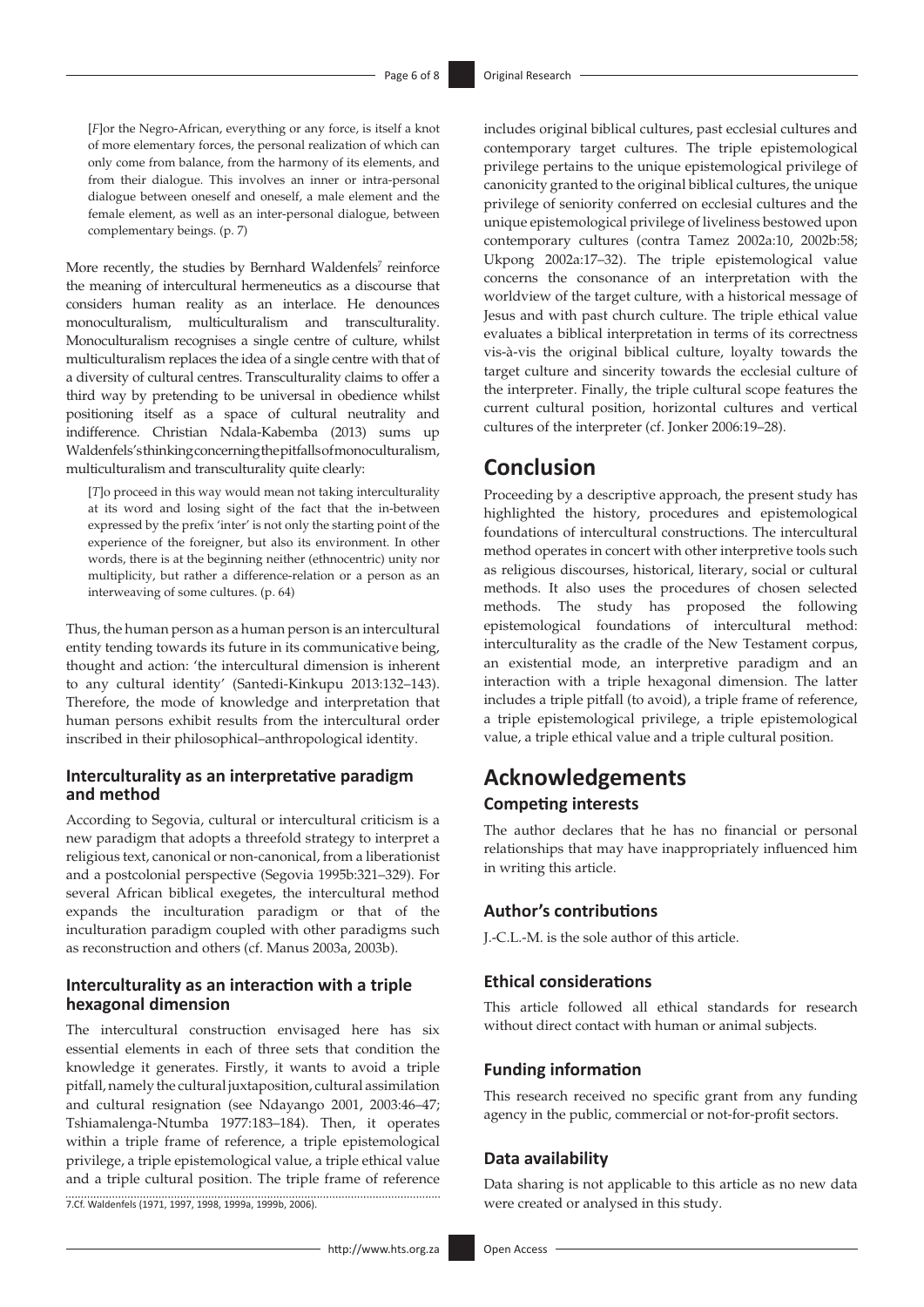[*F*]or the Negro-African, everything or any force, is itself a knot of more elementary forces, the personal realization of which can only come from balance, from the harmony of its elements, and from their dialogue. This involves an inner or intra-personal dialogue between oneself and oneself, a male element and the female element, as well as an inter-personal dialogue, between complementary beings. (p. 7)

More recently, the studies by Bernhard Waldenfels[7] reinforce the meaning of intercultural hermeneutics as a discourse that considers human reality as an interlace. He denounces monoculturalism, multiculturalism and transculturality. Monoculturalism recognises a single centre of culture, whilst multiculturalism replaces the idea of a single centre with that of a diversity of cultural centres. Transculturality claims to offer a third way by pretending to be universal in obedience whilst positioning itself as a space of cultural neutrality and indifference. Christian Ndala-Kabemba (2013) sums up Waldenfels's thinking concerning the pitfalls of monoculturalism, multiculturalism and transculturality quite clearly:

[*T*]o proceed in this way would mean not taking interculturality at its word and losing sight of the fact that the in-between expressed by the prefix 'inter' is not only the starting point of the experience of the foreigner, but also its environment. In other words, there is at the beginning neither (ethnocentric) unity nor multiplicity, but rather a difference-relation or a person as an interweaving of some cultures. (p. 64)

Thus, the human person as a human person is an intercultural entity tending towards its future in its communicative being, thought and action: 'the intercultural dimension is inherent to any cultural identity' (Santedi-Kinkupu 2013:132–143). Therefore, the mode of knowledge and interpretation that human persons exhibit results from the intercultural order inscribed in their philosophical–anthropological identity.

### Interculturality as an interpretative paradigm and method

According to Segovia, cultural or intercultural criticism is a new paradigm that adopts a threefold strategy to interpret a religious text, canonical or non-canonical, from a liberationist and a postcolonial perspective (Segovia 1995b:321–329). For several African biblical exegetes, the intercultural method expands the inculturation paradigm or that of the inculturation paradigm coupled with other paradigms such as reconstruction and others (cf. Manus 2003a, 2003b).

### Interculturality as an interaction with a triple hexagonal dimension

The intercultural construction envisaged here has six essential elements in each of three sets that condition the knowledge it generates. Firstly, it wants to avoid a triple pitfall, namely the cultural juxtaposition, cultural assimilation and cultural resignation (see Ndayango 2001, 2003:46–47; Tshiamalenga-Ntumba 1977:183–184). Then, it operates within a triple frame of reference, a triple epistemological privilege, a triple epistemological value, a triple ethical value and a triple cultural position. The triple frame of reference includes original biblical cultures, past ecclesial cultures and contemporary target cultures. The triple epistemological privilege pertains to the unique epistemological privilege of canonicity granted to the original biblical cultures, the unique privilege of seniority conferred on ecclesial cultures and the unique epistemological privilege of liveliness bestowed upon contemporary cultures (contra Tamez 2002a:10, 2002b:58; Ukpong 2002a:17–32). The triple epistemological value concerns the consonance of an interpretation with the worldview of the target culture, with a historical message of Jesus and with past church culture. The triple ethical value evaluates a biblical interpretation in terms of its correctness vis-à-vis the original biblical culture, loyalty towards the target culture and sincerity towards the ecclesial culture of the interpreter. Finally, the triple cultural scope features the current cultural position, horizontal cultures and vertical cultures of the interpreter (cf. Jonker 2006:19–28).

7. Cf. Waldenfels (1971, 1997, 1998, 1999a, 1999b, 2006).

## Conclusion

Proceeding by a descriptive approach, the present study has highlighted the history, procedures and epistemological foundations of intercultural constructions. The intercultural method operates in concert with other interpretive tools such as religious discourses, historical, literary, social or cultural methods. It also uses the procedures of chosen selected methods. The study has proposed the following epistemological foundations of intercultural method: interculturality as the cradle of the New Testament corpus, an existential mode, an interpretive paradigm and an interaction with a triple hexagonal dimension. The latter includes a triple pitfall (to avoid), a triple frame of reference, a triple epistemological privilege, a triple epistemological value, a triple ethical value and a triple cultural position.

## Acknowledgements

### Competing interests

The author declares that he has no financial or personal relationships that may have inappropriately influenced him in writing this article.

### Author's contributions

J.-C.L.-M. is the sole author of this article.

### Ethical considerations

This article followed all ethical standards for research without direct contact with human or animal subjects.

### Funding information

This research received no specific grant from any funding agency in the public, commercial or not-for-profit sectors.

### Data availability

Data sharing is not applicable to this article as no new data were created or analysed in this study.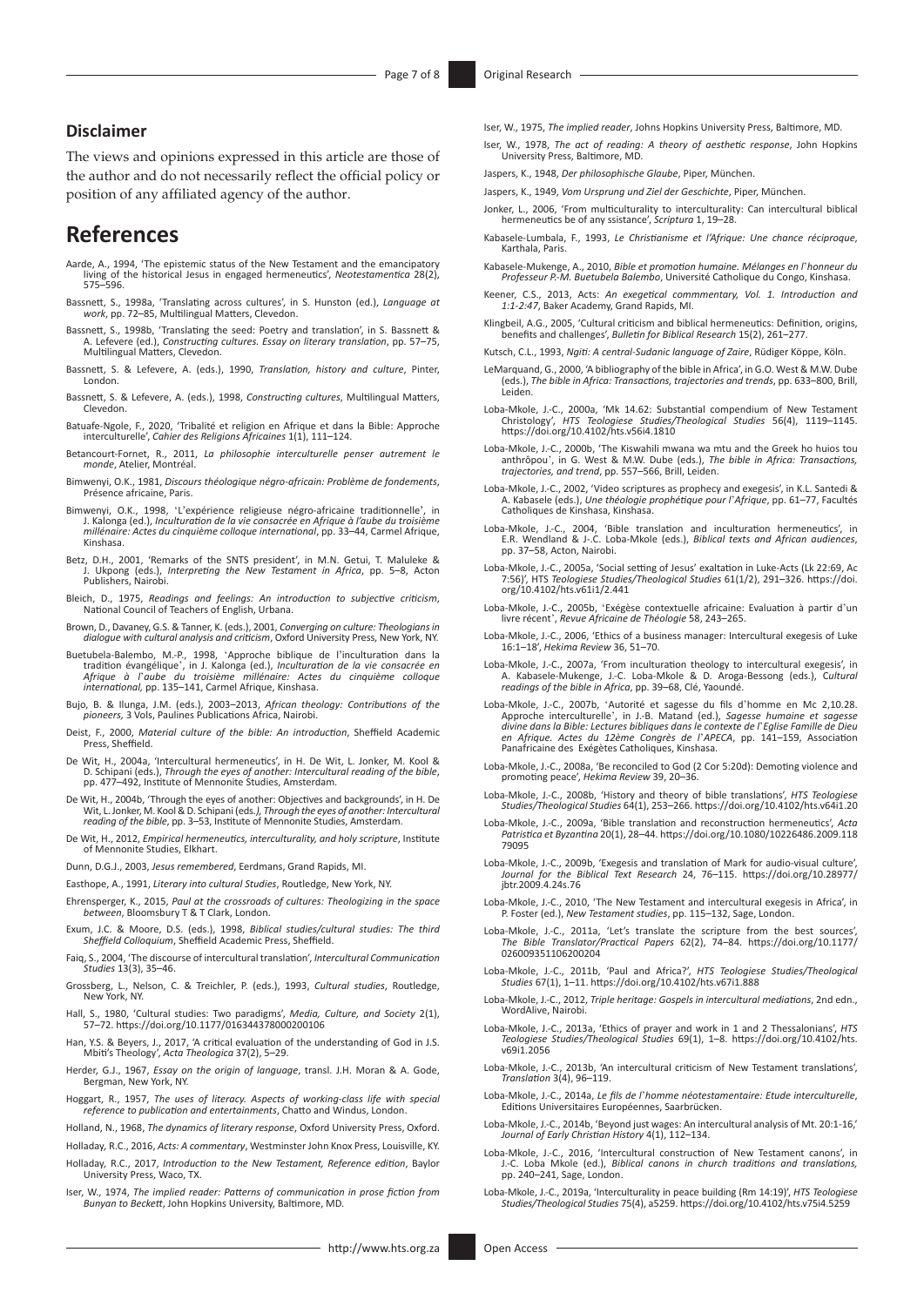## Disclaimer

The views and opinions expressed in this article are those of the author and do not necessarily reflect the official policy or position of any affiliated agency of the author.

# References

Aarde, A., 1994, 'The epistemic status of the New Testament and the emancipatory living of the historical Jesus in engaged hermeneutics', *Neotestamentica* 28(2), 575–596.

Bassnett, S., 1998a, 'Translating across cultures', in S. Hunston (ed.), *Language at work*, pp. 72–85, Multilingual Matters, Clevedon.

Bassnett, S., 1998b, 'Translating the seed: Poetry and translation', in S. Bassnett & A. Lefevere (ed.), *Constructing cultures. Essay on literary translation*, pp. 57–75, Multilingual Matters, Clevedon.

Bassnett, S. & Lefevere, A. (eds.), 1990, *Translation, history and culture*, Pinter, London.

Bassnett, S. & Lefevere, A. (eds.), 1998, *Constructing cultures*, Multilingual Matters, Clevedon.

Batuafe-Ngole, F., 2020, 'Tribalité et religion en Afrique et dans la Bible: Approche interculturelle', *Cahier des Religions Africaines* 1(1), 111–124.

Betancourt-Fornet, R., 2011, *La philosophie interculturelle penser autrement le monde*, Atelier, Montréal.

Bimwenyi, O.K., 1981, *Discours théologique négro-africain: Problème de fondements*, Présence africaine, Paris.

Bimwenyi, O.K., 1998, 'L'expérience religieuse négro-africaine traditionnelle', in J. Kalonga (ed.), *Inculturation de la vie consacrée en Afrique à l'aube du troisième millénaire: Actes du cinquième colloque international*, pp. 33–44, Carmel Afrique, Kinshasa.

Betz, D.H., 2001, 'Remarks of the SNTS president', in M.N. Getui, T. Maluleke & J. Ukpong (eds.), *Interpreting the New Testament in Africa*, pp. 5–8, Acton Publishers, Nairobi.

Bleich, D., 1975, *Readings and feelings: An introduction to subjective criticism*, National Council of Teachers of English, Urbana.

Brown, D., Davaney, G.S. & Tanner, K. (eds.), 2001, *Converging on culture: Theologians in dialogue with cultural analysis and criticism*, Oxford University Press, New York, NY.

Buetubela-Balembo, M.-P., 1998, 'Approche biblique de l'inculturation dans la tradition évangélique', in J. Kalonga (ed.), *Inculturation de la vie consacrée en Afrique à l'aube du troisième millénaire: Actes du cinquième colloque international*, pp. 135–141, Carmel Afrique, Kinshasa.

Bujo, B. & Ilunga, J.M. (eds.), 2003–2013, *African theology: Contributions of the pioneers*, 3 Vols, Paulines Publications Africa, Nairobi.

Deist, F., 2000, *Material culture of the bible: An introduction*, Sheffield Academic Press, Sheffield.

De Wit, H., 2004a, 'Intercultural hermeneutics', in H. De Wit, L. Jonker, M. Kool & D. Schipani (eds.), *Through the eyes of another: Intercultural reading of the bible*, pp. 477–492, Institute of Mennonite Studies, Amsterdam.

De Wit, H., 2004b, 'Through the eyes of another: Objectives and backgrounds', in H. De Wit, L. Jonker, M. Kool & D. Schipani (eds.*), Through the eyes of another: Intercultural reading of the bible*, pp. 3–53, Institute of Mennonite Studies, Amsterdam.

De Wit, H., 2012, *Empirical hermeneutics, interculturality, and holy scripture*, Institute of Mennonite Studies, Elkhart.

Dunn, D.G.J., 2003, *Jesus remembered*, Eerdmans, Grand Rapids, MI.

Easthope, A., 1991, *Literary into cultural Studies*, Routledge, New York, NY.

Ehrensperger, K., 2015, *Paul at the crossroads of cultures: Theologizing in the space between*, Bloomsbury T & T Clark, London.

Exum, J.C. & Moore, D.S. (eds.), 1998, *Biblical studies/cultural studies: The third Sheffield Colloquium*, Sheffield Academic Press, Sheffield.

Faiq, S., 2004, 'The discourse of intercultural translation', *Intercultural Communication Studies* 13(3), 35–46.

Grossberg, L., Nelson, C. & Treichler, P. (eds.), 1993, *Cultural studies*, Routledge, New York, NY.

Hall, S., 1980, 'Cultural studies: Two paradigms', *Media, Culture, and Society* 2(1), 57–72. https://doi.org/10.1177/016344378000200106

Han, Y.S. & Beyers, J., 2017, 'A critical evaluation of the understanding of God in J.S. Mbiti's Theology', *Acta Theologica* 37(2), 5–29.

Herder, G.J., 1967, *Essay on the origin of language*, transl. J.H. Moran & A. Gode, Bergman, New York, NY.

Hoggart, R., 1957, *The uses of literacy. Aspects of working-class life with special reference to publication and entertainments*, Chatto and Windus, London.

Holland, N., 1968, *The dynamics of literary response*, Oxford University Press, Oxford.

Holladay, R.C., 2016, *Acts: A commentary*, Westminster John Knox Press, Louisville, KY.

Holladay, R.C., 2017, *Introduction to the New Testament, Reference edition*, Baylor University Press, Waco, TX.

Iser, W., 1974, *The implied reader: Patterns of communication in prose fiction from Bunyan to Beckett*, John Hopkins University, Baltimore, MD.

Iser, W., 1975, *The implied reader*, Johns Hopkins University Press, Baltimore, MD.

Iser, W., 1978, *The act of reading: A theory of aesthetic response*, John Hopkins University Press, Baltimore, MD.

Jaspers, K., 1948, *Der philosophische Glaube*, Piper, München.

Jaspers, K., 1949, *Vom Ursprung und Ziel der Geschichte*, Piper, München.

Jonker, L., 2006, 'From multiculturality to interculturality: Can intercultural biblical hermeneutics be of any ssistance', *Scriptura* 1, 19–28.

Kabasele-Lumbala, F., 1993, *Le Christianisme et l'Afrique: Une chance réciproque*, Karthala, Paris.

Kabasele-Mukenge, A., 2010, *Bible et promotion humaine. Mélanges en l'honneur du Professeur P.-M. Buetubela Balembo*, Université Catholique du Congo, Kinshasa.

Keener, C.S., 2013, Acts: *An exegetical commmentary, Vol. 1. Introduction and 1:1-2:47*, Baker Academy, Grand Rapids, MI.

Klingbeil, A.G., 2005, 'Cultural criticism and biblical hermeneutics: Definition, origins, benefits and challenges', *Bulletin for Biblical Research* 15(2), 261–277.

Kutsch, C.L., 1993, *Ngiti: A central-Sudanic language of Zaire*, Rüdiger Köppe, Köln.

LeMarquand, G., 2000, 'A bibliography of the bible in Africa', in G.O. West & M.W. Dube (eds.), *The bible in Africa: Transactions, trajectories and trends*, pp. 633–800, Brill, Leiden.

Loba-Mkole, J.-C., 2000a, 'Mk 14.62: Substantial compendium of New Testament Christology', *HTS Teologiese Studies/Theological Studies* 56(4), 1119–1145. https://doi.org/10.4102/hts.v56i4.1810

Loba-Mkole, J.-C., 2000b, 'The Kiswahili mwana wa mtu and the Greek ho huios tou anthrôpou', in G. West & M.W. Dube (eds.), *The bible in Africa: Transactions, trajectories, and trend*, pp. 557–566, Brill, Leiden.

Loba-Mkole, J.-C., 2002, 'Video scriptures as prophecy and exegesis', in K.L. Santedi & A. Kabasele (eds.), *Une théologie prophétique pour l'Afrique*, pp. 61–77, Facultés Catholiques de Kinshasa, Kinshasa.

Loba-Mkole, J.-C., 2004, 'Bible translation and inculturation hermeneutics', in E.R. Wendland & J.-C. Loba-Mkole (eds.), *Biblical texts and African audiences*, pp. 37–58, Acton, Nairobi.

Loba-Mkole, J.-C., 2005a, 'Social setting of Jesus' exaltation in Luke-Acts (Lk 22:69, Ac 7:56)', HTS *Teologiese Studies/Theological Studies* 61(1/2), 291–326. https://doi.org/10.4102/hts.v61i1/2.441

Loba-Mkole, J.-C., 2005b, 'Exégèse contextuelle africaine: Evaluation à partir d'un livre récent', *Revue Africaine de Théologie* 58, 243–265.

Loba-Mkole, J.-C., 2006, 'Ethics of a business manager: Intercultural exegesis of Luke 16:1–18', *Hekima Review* 36, 51–70.

Loba-Mkole, J.-C., 2007a, 'From inculturation theology to intercultural exegesis', in A. Kabasele-Mukenge, J.-C. Loba-Mkole & D. Aroga-Bessong (eds.), *Cultural readings of the bible in Africa*, pp. 39–68, Clé, Yaoundé.

Loba-Mkole, J.-C., 2007b, 'Autorité et sagesse du fils d'homme en Mc 2,10.28. Approche interculturelle', in J.-B. Matand (ed.), *Sagesse humaine et sagesse divine dans la Bible: Lectures bibliques dans le contexte de l'Eglise Famille de Dieu en Afrique. Actes du 12ème Congrès de l'APECA*, pp. 141–159, Association Panafricaine des Exégètes Catholiques, Kinshasa.

Loba-Mkole, J.-C., 2008a, 'Be reconciled to God (2 Cor 5:20d): Demoting violence and promoting peace', *Hekima Review* 39, 20–36.

Loba-Mkole, J.-C., 2008b, 'History and theory of bible translations', *HTS Teologiese Studies/Theological Studies* 64(1), 253–266. https://doi.org/10.4102/hts.v64i1.20

Loba-Mkole, J.-C., 2009a, 'Bible translation and reconstruction hermeneutics', *Acta Patristica et Byzantina* 20(1), 28–44. https://doi.org/10.1080/10226486.2009.11879095

Loba-Mkole, J.-C., 2009b, 'Exegesis and translation of Mark for audio-visual culture', *Journal for the Biblical Text Research* 24, 76–115. https://doi.org/10.28977/jbtr.2009.4.24s.76

Loba-Mkole, J.-C., 2010, 'The New Testament and intercultural exegesis in Africa', in P. Foster (ed.), *New Testament studies*, pp. 115–132, Sage, London.

Loba-Mkole, J.-C., 2011a, 'Let's translate the scripture from the best sources', *The Bible Translator/Practical Papers* 62(2), 74–84. https://doi.org/10.1177/026009351106200204

Loba-Mkole, J.-C., 2011b, 'Paul and Africa?', *HTS Teologiese Studies/Theological Studies* 67(1), 1–11. https://doi.org/10.4102/hts.v67i1.888

Loba-Mkole, J.-C., 2012, *Triple heritage: Gospels in intercultural mediations*, 2nd edn., WordAlive, Nairobi.

Loba-Mkole, J.-C., 2013a, 'Ethics of prayer and work in 1 and 2 Thessalonians', *HTS Teologiese Studies/Theological Studies* 69(1), 1–8. https://doi.org/10.4102/hts.v69i1.2056

Loba-Mkole, J.-C., 2013b, 'An intercultural criticism of New Testament translations', *Translation* 3(4), 96–119.

Loba-Mkole, J.-C., 2014a, *Le fils de l'homme néotestamentaire: Etude interculturelle*, Editions Universitaires Européennes, Saarbrücken.

Loba-Mkole, J.-C., 2014b, 'Beyond just wages: An intercultural analysis of Mt. 20:1-16,' *Journal of Early Christian History* 4(1), 112–134.

Loba-Mkole, J.-C., 2016, 'Intercultural construction of New Testament canons', in J.-C. Loba Mkole (ed.), *Biblical canons in church traditions and translations,* pp. 240–241, Sage, London.

Loba-Mkole, J.-C., 2019a, 'Interculturality in peace building (Rm 14:19)', *HTS Teologiese Studies/Theological Studies* 75(4), a5259. https://doi.org/10.4102/hts.v75i4.5259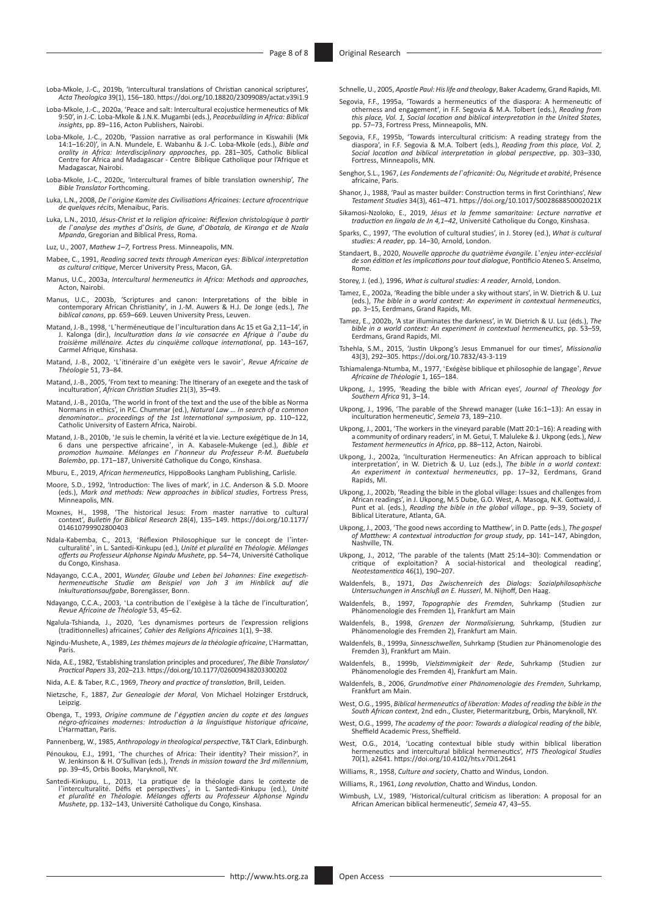Loba-Mkole, J.-C., 2019b, 'Intercultural translations of Christian canonical scriptures', *Acta Theologica* 39(1), 156–180. https://doi.org/10.18820/23099089/actat.v39i1.9

Loba-Mkole, J.-C., 2020a, 'Peace and salt: Intercultural ecojustice hermeneutics of Mk 9:50', in J.-C. Loba-Mkole & J.N.K. Mugambi (eds.), *Peacebuilding in Africa: Biblical insights*, pp. 89–116, Acton Publishers, Nairobi.

Loba-Mkole, J.-C., 2020b, 'Passion narrative as oral performance in Kiswahili (Mk 14:1–16:20)', in A.N. Mundele, E. Wabanhu & J.-C. Loba-Mkole (eds.), *Bible and orality in Africa: Interdisciplinary approaches*, pp. 281–305, Catholic Biblical Centre for Africa and Madagascar - Centre Biblique Catholique pour l'Afrique et Madagascar, Nairobi.

Loba-Mkole, J.-C., 2020c, 'Intercultural frames of bible translation ownership', *The Bible Translator* Forthcoming.

Luka, L.N., 2008, *De l'origine Kamite des Civilisations Africaines: Lecture afrocentrique de quelques récits*, Menaibuc, Paris.

Luka, L.N., 2010, *Jésus-Christ et la religion africaine: Réflexion christologique à partir de l'analyse des mythes d'Osiris, de Gune, d'Obatala, de Kiranga et de Nzala Mpanda*, Gregorian and Biblical Press, Roma.

Luz, U., 2007, *Mathew 1–7,* Fortress Press. Minneapolis, MN.

Mabee, C., 1991, *Reading sacred texts through American eyes: Biblical interpretation as cultural critique*, Mercer University Press, Macon, GA.

Manus, U.C., 2003a, *Intercultural hermeneutics in Africa: Methods and approaches*, Acton, Nairobi.

Manus, U.C., 2003b, 'Scriptures and canon: Interpretations of the bible in contemporary African Christianity', in J.-M. Auwers & H.J. De Jonge (eds.), *The biblical canons*, pp. 659–669. Leuven University Press, Leuven.

Matand, J.-B., 1998, 'L'herméneutique de l'inculturation dans Ac 15 et Ga 2,11–14', in J. Kalonga (dir.), *Inculturation dans la vie consacrée en Afrique à l'aube du troisième millénaire. Actes du cinquième colloque international*, pp. 143–167, Carmel Afrique, Kinshasa.

Matand, J.-B., 2002, 'L'itinéraire d'un exégète vers le savoir', *Revue Africaine de Théologie* 51, 73–84.

Matand, J.-B., 2005, 'From text to meaning: The Itinerary of an exegete and the task of inculturation', *African Christian Studies* 21(3), 35–49.

Matand, J.-B., 2010a, 'The world in front of the text and the use of the bible as Norma Normans in ethics', in P.C. Chummar (ed.), *Natural Law … In search of a common denominator… proceedings of the 1st International symposium*, pp. 110–122, Catholic University of Eastern Africa, Nairobi.

Matand, J.-B., 2010b, 'Je suis le chemin, la vérité et la vie. Lecture exégétique de Jn 14, 6 dans une perspective africaine', in A. Kabasele-Mukenge (ed.), *Bible et promotion humaine. Mélanges en l'honneur du Professeur P.-M. Buetubela Balembo*, pp. 171–187, Université Catholique du Congo, Kinshasa.

Mburu, E., 2019, *African hermeneutics*, HippoBooks Langham Publishing, Carlisle.

Moore, S.D., 1992, 'Introduction: The lives of mark', in J.C. Anderson & S.D. Moore (eds.), *Mark and methods: New approaches in biblical studies*, Fortress Press, Minneapolis, MN.

Moxnes, H., 1998, 'The historical Jesus: From master narrative to cultural context', *Bulletin for Biblical Research* 28(4), 135–149. https://doi.org/10.1177/014610799902800403

Ndala-Kabemba, C., 2013, 'Réflexion Philosophique sur le concept de l'interculturalité', in L. Santedi-Kinkupu (ed.), *Unité et pluralité en Théologie. Mélanges offerts au Professeur Alphonse Ngindu Mushete*, pp. 54–74, Université Catholique du Congo, Kinshasa.

Ndayango, C.C.A., 2001, *Wunder, Glaube und Leben bei Johannes: Eine exegetisch-hermeneutische Studie am Beispiel von Joh 3 im Hinblick auf die Inkulturationsaufgabe*, Borengässer, Bonn.

Ndayango, C.C.A., 2003, 'La contribution de l'exégèse à la tâche de l'inculturation', *Revue Africaine de Théologie* 53, 45–62.

Ngalula-Tshianda, J., 2020, 'Les dynamismes porteurs de l'expression religions (traditionnelles) africaines', *Cahier des Religions Africaines* 1(1), 9–38.

Ngindu-Mushete, A., 1989, *Les thèmes majeurs de la théologie africaine*, L'Harmattan, Paris.

Nida, A.E., 1982, 'Establishing translation principles and procedures', *The Bible Translator/ Practical Papers* 33, 202–213. https://doi.org/10.1177/026009438203300202

Nida, A.E. & Taber, R.C., 1969, *Theory and practice of translation*, Brill, Leiden.

Nietzsche, F., 1887, *Zur Genealogie der Moral*, Von Michael Holzinger Erstdruck, Leipzig.

Obenga, T., 1993, *Origine commune de l'égyptien ancien du copte et des langues négro-africaines modernes: Introduction à la linguistique historique africaine*, L'Harmattan, Paris.

Pannenberg, W., 1985, *Anthropology in theological perspective*, T&T Clark, Edinburgh.

Pénoukou, E.J., 1991, 'The churches of Africa: Their identity? Their mission?', in W. Jenkinson & H. O'Sullivan (eds.), *Trends in mission toward the 3rd millennium*, pp. 39–45, Orbis Books, Maryknoll, NY.

Santedi-Kinkupu, L., 2013, 'La pratique de la théologie dans le contexte de l'interculturalité. Défis et perspectives', in L. Santedi-Kinkupu (ed.), *Unité et pluralité en Théologie. Mélanges offerts au Professeur Alphonse Ngindu Mushete*, pp. 132–143, Université Catholique du Congo, Kinshasa.

Schnelle, U., 2005, *Apostle Paul: His life and theology*, Baker Academy, Grand Rapids, MI.

Segovia, F.F., 1995a, 'Towards a hermeneutics of the diaspora: A hermeneutic of otherness and engagement', in F.F. Segovia & M.A. Tolbert (eds.), *Reading from this place, Vol. 1, Social location and biblical interpretation in the United States*, pp. 57–73, Fortress Press, Minneapolis, MN.

Segovia, F.F., 1995b, 'Towards intercultural criticism: A reading strategy from the diaspora', in F.F. Segovia & M.A. Tolbert (eds.), *Reading from this place, Vol. 2, Social location and biblical interpretation in global perspective*, pp. 303–330, Fortress, Minneapolis, MN.

Senghor, S.L., 1967, *Les Fondements de l'africanité: Ou, Négritude et arabité*, Présence africaine, Paris.

Shanor, J., 1988, 'Paul as master builder: Construction terms in first Corinthians', *New Testament Studies* 34(3), 461–471. https://doi.org/10.1017/S002868850002021X

Sikamosi-Nzoloko, E., 2019, *Jésus et la femme samaritaine: Lecture narrative et traduction en lingala de Jn 4,1–42*, Université Catholique du Congo, Kinshasa.

Sparks, C., 1997, 'The evolution of cultural studies', in J. Storey (ed.), *What is cultural studies: A reader*, pp. 14–30, Arnold, London.

Standaert, B., 2020, *Nouvelle approche du quatrième évangile. L'enjeu inter-ecclésial de son édition et les implications pour tout dialogue*, Pontificio Ateneo S. Anselmo, Rome.

Storey, J. (ed.), 1996, *What is cultural studies: A reader*, Arnold, London.

Tamez, E., 2002a, 'Reading the bible under a sky without stars', in W. Dietrich & U. Luz (eds.), *The bible in a world context: An experiment in contextual hermeneutics*, pp. 3–15, Eerdmans, Grand Rapids, MI.

Tamez, E., 2002b, 'A star illuminates the darkness', in W. Dietrich & U. Luz (éds.), *The bible in a world context: An experiment in contextual hermeneutics*, pp. 53–59, Eerdmans, Grand Rapids, MI.

Tshehla, S.M., 2015, 'Justin Ukpong's Jesus Emmanuel for our times', *Missionalia* 43(3), 292–305. https://doi.org/10.7832/43-3-119

Tshiamalenga-Ntumba, M., 1977, 'Exégèse biblique et philosophie de langage', *Revue Africaine de Théologie* 1, 165–184.

Ukpong, J., 1995, 'Reading the bible with African eyes', *Journal of Theology for Southern Africa* 91, 3–14.

Ukpong, J., 1996, 'The parable of the Shrewd manager (Luke 16:1–13): An essay in inculturation hermeneutic', *Semeia* 73, 189–210.

Ukpong, J., 2001, 'The workers in the vineyard parable (Matt 20:1–16): A reading with a community of ordinary readers', in M. Getui, T. Maluleke & J. Ukpong (eds.), *New Testament hermeneutics in Africa*, pp. 88–112, Acton, Nairobi.

Ukpong, J., 2002a, 'Inculturation Hermeneutics: An African approach to biblical interpretation', in W. Dietrich & U. Luz (eds.), *The bible in a world context: An experiment in contextual hermeneutics*, pp. 17–32, Eerdmans, Grand Rapids, MI.

Ukpong, J., 2002b, 'Reading the bible in the global village: Issues and challenges from African readings', in J. Ukpong, M.S Dube, G.O. West, A. Masoga, N.K. Gottwald, J. Punt et al. (eds.), *Reading the bible in the global village*., pp. 9–39, Society of Biblical Literature, Atlanta, GA.

Ukpong, J., 2003, 'The good news according to Matthew', in D. Patte (eds.), *The gospel of Matthew: A contextual introduction for group study*, pp. 141–147, Abingdon, Nashville, TN.

Ukpong, J., 2012, 'The parable of the talents (Matt 25:14–30): Commendation or critique of exploitation? A social-historical and theological reading', *Neotestamentica* 46(1), 190–207.

Waldenfels, B., 1971, *Das Zwischenreich des Dialogs: Sozialphilosophische Untersuchungen in Anschluß an E. Husserl*, M. Nijhoff, Den Haag.

Waldenfels, B., 1997, *Topographie des Fremden*, Suhrkamp (Studien zur Phänomenologie des Fremden 1), Frankfurt am Main

Waldenfels, B., 1998, *Grenzen der Normalisierung*, Suhrkamp, (Studien zur Phänomenologie des Fremden 2), Frankfurt am Main.

Waldenfels, B., 1999a, *Sinnesschwellen*, Suhrkamp (Studien zur Phänomenologie des Fremden 3), Frankfurt am Main.

Waldenfels, B., 1999b, *Vielstimmigkeit der Rede*, Suhrkamp (Studien zur Phänomenologie des Fremden 4), Frankfurt am Main.

Waldenfels, B., 2006, *Grundmotive einer Phänomenologie des Fremden*, Suhrkamp, Frankfurt am Main.

West, O.G., 1995, *Biblical hermeneutics of liberation: Modes of reading the bible in the South African context*, 2nd edn., Cluster, Pietermaritzburg, Orbis, Maryknoll, NY.

West, O.G., 1999, *The academy of the poor: Towards a dialogical reading of the bible*, Sheffield Academic Press, Sheffield.

West, O.G., 2014, 'Locating contextual bible study within biblical liberation hermeneutics and intercultural biblical hermeneutics', *HTS Theological Studies* 70(1), a2641. https://doi.org/10.4102/hts.v70i1.2641

Williams, R., 1958, *Culture and society*, Chatto and Windus, London.

Williams, R., 1961, *Long revolution*, Chatto and Windus, London.

Wimbush, L.V., 1989, 'Historical/cultural criticism as liberation: A proposal for an African American biblical hermeneutic', *Semeia* 47, 43–55.